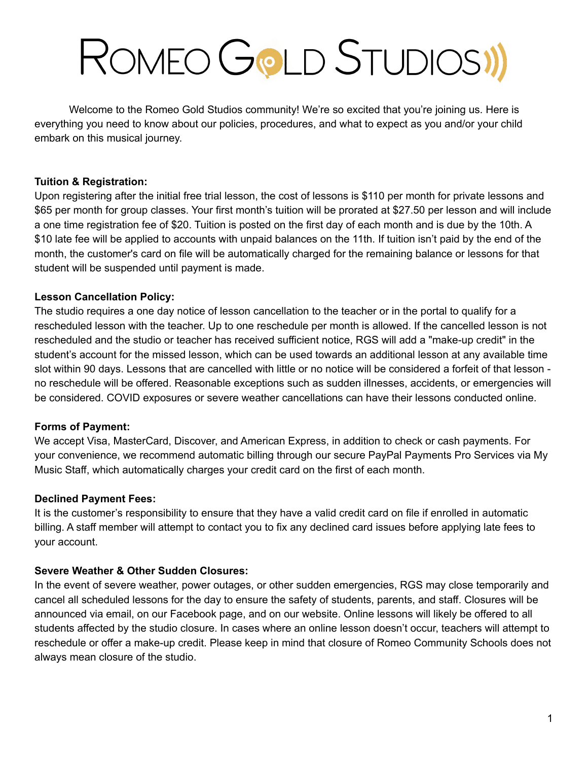# ROMEO GOLD STUDIOS

Welcome to the Romeo Gold Studios community! We're so excited that you're joining us. Here is everything you need to know about our policies, procedures, and what to expect as you and/or your child embark on this musical journey.

**Tuition & Registration:**
Upon registering after the initial free trial lesson, the cost of lessons is $110 per month for private lessons and $65 per month for group classes. Your first month's tuition will be prorated at $27.50 per lesson and will include a one time registration fee of $20. Tuition is posted on the first day of each month and is due by the 10th. A $10 late fee will be applied to accounts with unpaid balances on the 11th. If tuition isn't paid by the end of the month, the customer's card on file will be automatically charged for the remaining balance or lessons for that student will be suspended until payment is made.

**Lesson Cancellation Policy:**
The studio requires a one day notice of lesson cancellation to the teacher or in the portal to qualify for a rescheduled lesson with the teacher. Up to one reschedule per month is allowed. If the cancelled lesson is not rescheduled and the studio or teacher has received sufficient notice, RGS will add a "make-up credit" in the student's account for the missed lesson, which can be used towards an additional lesson at any available time slot within 90 days. Lessons that are cancelled with little or no notice will be considered a forfeit of that lesson - no reschedule will be offered. Reasonable exceptions such as sudden illnesses, accidents, or emergencies will be considered. COVID exposures or severe weather cancellations can have their lessons conducted online.

**Forms of Payment:**
We accept Visa, MasterCard, Discover, and American Express, in addition to check or cash payments. For your convenience, we recommend automatic billing through our secure PayPal Payments Pro Services via My Music Staff, which automatically charges your credit card on the first of each month.

**Declined Payment Fees:**
It is the customer's responsibility to ensure that they have a valid credit card on file if enrolled in automatic billing. A staff member will attempt to contact you to fix any declined card issues before applying late fees to your account.

**Severe Weather & Other Sudden Closures:**
In the event of severe weather, power outages, or other sudden emergencies, RGS may close temporarily and cancel all scheduled lessons for the day to ensure the safety of students, parents, and staff. Closures will be announced via email, on our Facebook page, and on our website. Online lessons will likely be offered to all students affected by the studio closure. In cases where an online lesson doesn't occur, teachers will attempt to reschedule or offer a make-up credit. Please keep in mind that closure of Romeo Community Schools does not always mean closure of the studio.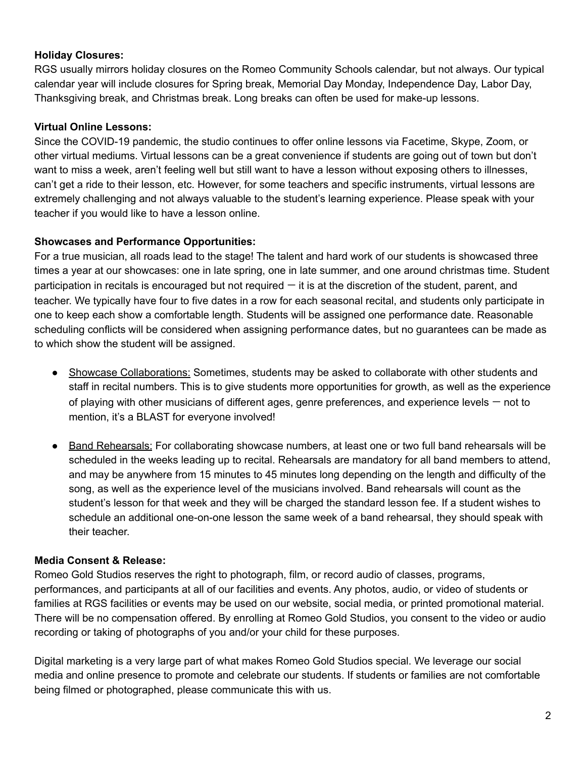**Holiday Closures:**
RGS usually mirrors holiday closures on the Romeo Community Schools calendar, but not always. Our typical calendar year will include closures for Spring break, Memorial Day Monday, Independence Day, Labor Day, Thanksgiving break, and Christmas break. Long breaks can often be used for make-up lessons.

**Virtual Online Lessons:**
Since the COVID-19 pandemic, the studio continues to offer online lessons via Facetime, Skype, Zoom, or other virtual mediums. Virtual lessons can be a great convenience if students are going out of town but don't want to miss a week, aren't feeling well but still want to have a lesson without exposing others to illnesses, can't get a ride to their lesson, etc. However, for some teachers and specific instruments, virtual lessons are extremely challenging and not always valuable to the student's learning experience. Please speak with your teacher if you would like to have a lesson online.

**Showcases and Performance Opportunities:**
For a true musician, all roads lead to the stage! The talent and hard work of our students is showcased three times a year at our showcases: one in late spring, one in late summer, and one around christmas time. Student participation in recitals is encouraged but not required — it is at the discretion of the student, parent, and teacher. We typically have four to five dates in a row for each seasonal recital, and students only participate in one to keep each show a comfortable length. Students will be assigned one performance date. Reasonable scheduling conflicts will be considered when assigning performance dates, but no guarantees can be made as to which show the student will be assigned.

- <u>Showcase Collaborations:</u> Sometimes, students may be asked to collaborate with other students and staff in recital numbers. This is to give students more opportunities for growth, as well as the experience of playing with other musicians of different ages, genre preferences, and experience levels — not to mention, it's a BLAST for everyone involved!

- <u>Band Rehearsals:</u> For collaborating showcase numbers, at least one or two full band rehearsals will be scheduled in the weeks leading up to recital. Rehearsals are mandatory for all band members to attend, and may be anywhere from 15 minutes to 45 minutes long depending on the length and difficulty of the song, as well as the experience level of the musicians involved. Band rehearsals will count as the student's lesson for that week and they will be charged the standard lesson fee. If a student wishes to schedule an additional one-on-one lesson the same week of a band rehearsal, they should speak with their teacher.

**Media Consent & Release:**
Romeo Gold Studios reserves the right to photograph, film, or record audio of classes, programs, performances, and participants at all of our facilities and events. Any photos, audio, or video of students or families at RGS facilities or events may be used on our website, social media, or printed promotional material. There will be no compensation offered. By enrolling at Romeo Gold Studios, you consent to the video or audio recording or taking of photographs of you and/or your child for these purposes.

Digital marketing is a very large part of what makes Romeo Gold Studios special. We leverage our social media and online presence to promote and celebrate our students. If students or families are not comfortable being filmed or photographed, please communicate this with us.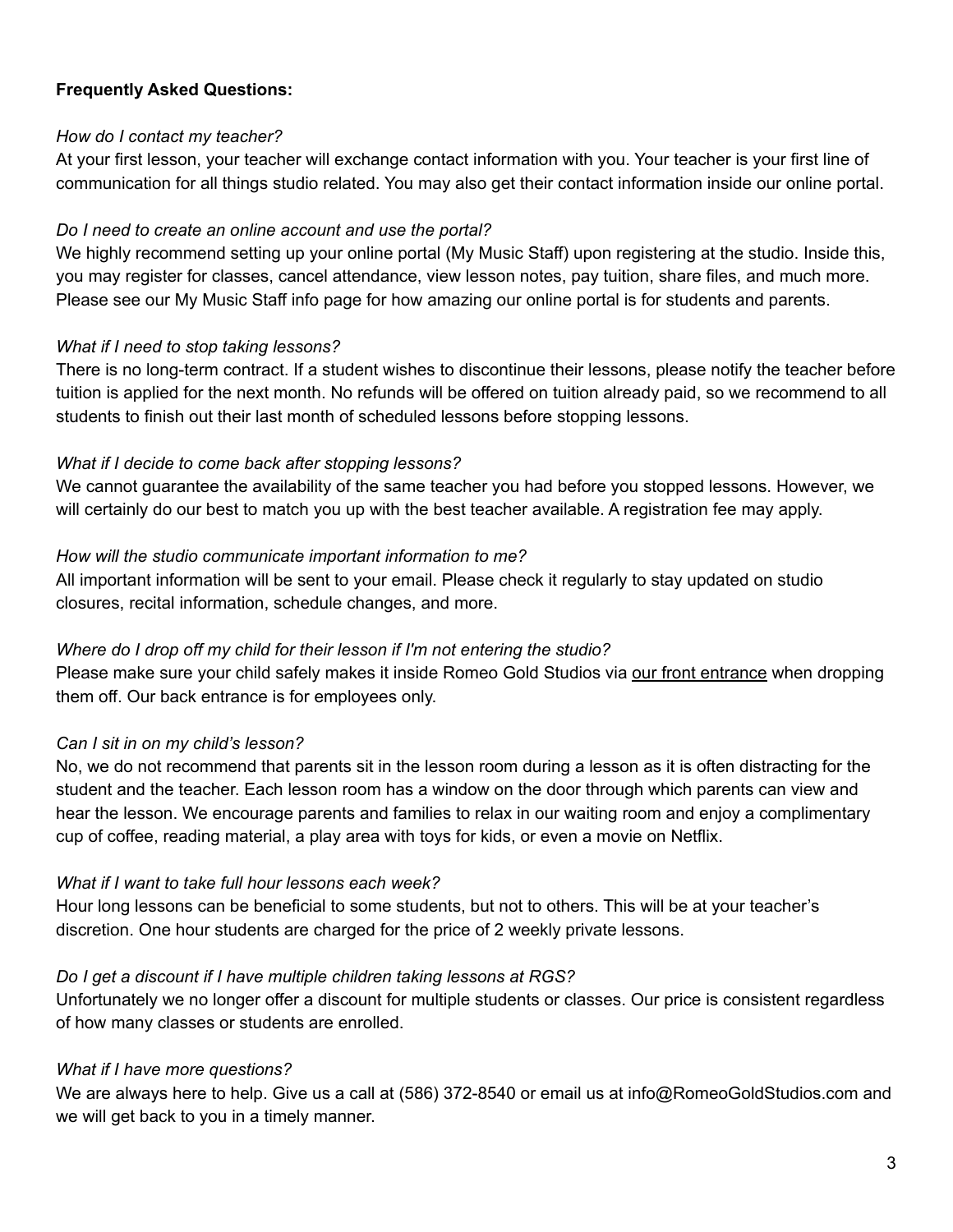**Frequently Asked Questions:**

*How do I contact my teacher?*

At your first lesson, your teacher will exchange contact information with you. Your teacher is your first line of communication for all things studio related. You may also get their contact information inside our online portal.

*Do I need to create an online account and use the portal?*

We highly recommend setting up your online portal (My Music Staff) upon registering at the studio. Inside this, you may register for classes, cancel attendance, view lesson notes, pay tuition, share files, and much more. Please see our My Music Staff info page for how amazing our online portal is for students and parents.

*What if I need to stop taking lessons?*

There is no long-term contract. If a student wishes to discontinue their lessons, please notify the teacher before tuition is applied for the next month. No refunds will be offered on tuition already paid, so we recommend to all students to finish out their last month of scheduled lessons before stopping lessons.

*What if I decide to come back after stopping lessons?*

We cannot guarantee the availability of the same teacher you had before you stopped lessons. However, we will certainly do our best to match you up with the best teacher available. A registration fee may apply.

*How will the studio communicate important information to me?*

All important information will be sent to your email. Please check it regularly to stay updated on studio closures, recital information, schedule changes, and more.

*Where do I drop off my child for their lesson if I'm not entering the studio?*

Please make sure your child safely makes it inside Romeo Gold Studios via our front entrance when dropping them off. Our back entrance is for employees only.

*Can I sit in on my child's lesson?*

No, we do not recommend that parents sit in the lesson room during a lesson as it is often distracting for the student and the teacher. Each lesson room has a window on the door through which parents can view and hear the lesson. We encourage parents and families to relax in our waiting room and enjoy a complimentary cup of coffee, reading material, a play area with toys for kids, or even a movie on Netflix.

*What if I want to take full hour lessons each week?*

Hour long lessons can be beneficial to some students, but not to others. This will be at your teacher's discretion. One hour students are charged for the price of 2 weekly private lessons.

*Do I get a discount if I have multiple children taking lessons at RGS?*

Unfortunately we no longer offer a discount for multiple students or classes. Our price is consistent regardless of how many classes or students are enrolled.

*What if I have more questions?*

We are always here to help. Give us a call at (586) 372-8540 or email us at info@RomeoGoldStudios.com and we will get back to you in a timely manner.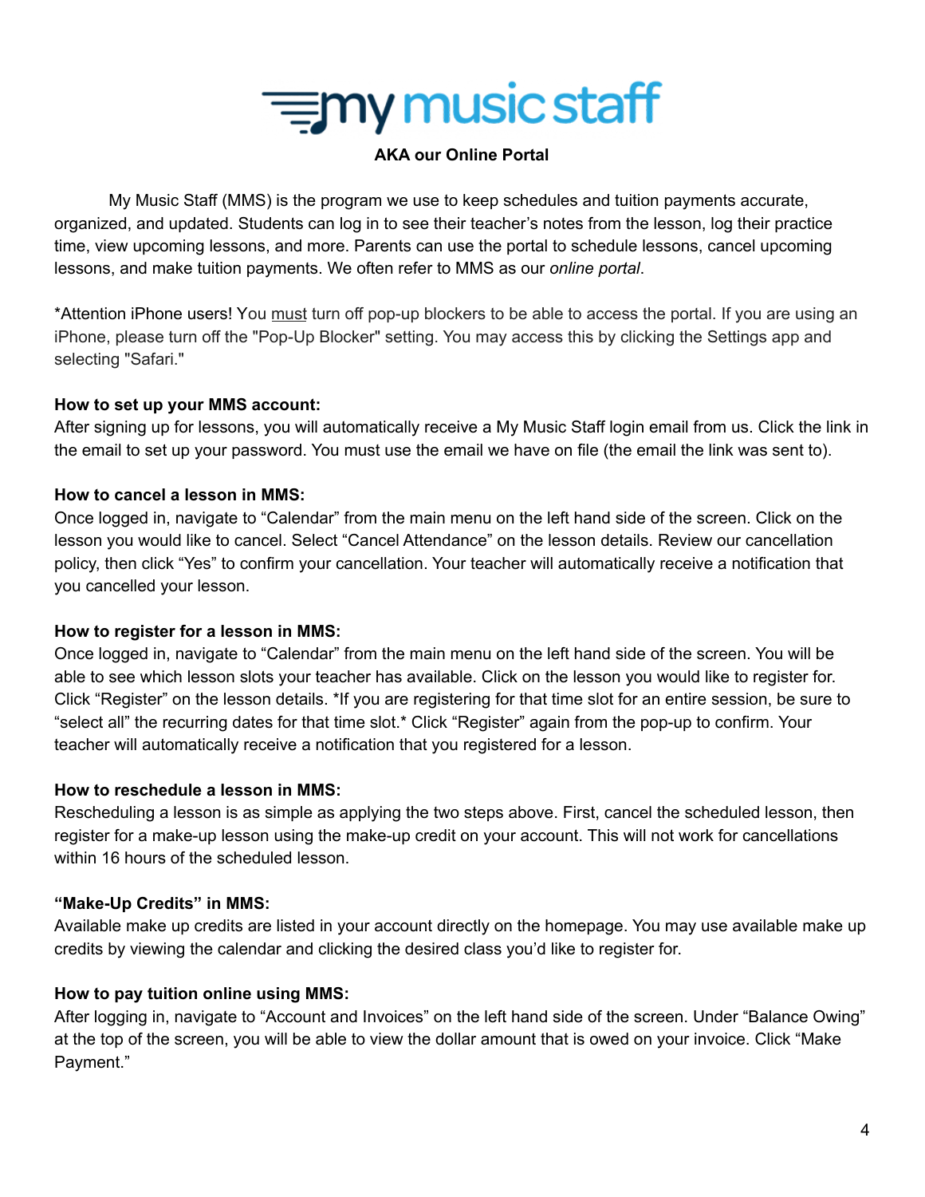# my music staff

**AKA our Online Portal**

My Music Staff (MMS) is the program we use to keep schedules and tuition payments accurate, organized, and updated. Students can log in to see their teacher's notes from the lesson, log their practice time, view upcoming lessons, and more. Parents can use the portal to schedule lessons, cancel upcoming lessons, and make tuition payments. We often refer to MMS as our *online portal*.

*Attention iPhone users! You <u>must</u> turn off pop-up blockers to be able to access the portal. If you are using an iPhone, please turn off the "Pop-Up Blocker" setting. You may access this by clicking the Settings app and selecting "Safari."

**How to set up your MMS account:**
After signing up for lessons, you will automatically receive a My Music Staff login email from us. Click the link in the email to set up your password. You must use the email we have on file (the email the link was sent to).

**How to cancel a lesson in MMS:**
Once logged in, navigate to "Calendar" from the main menu on the left hand side of the screen. Click on the lesson you would like to cancel. Select "Cancel Attendance" on the lesson details. Review our cancellation policy, then click "Yes" to confirm your cancellation. Your teacher will automatically receive a notification that you cancelled your lesson.

**How to register for a lesson in MMS:**
Once logged in, navigate to "Calendar" from the main menu on the left hand side of the screen. You will be able to see which lesson slots your teacher has available. Click on the lesson you would like to register for. Click "Register" on the lesson details. *If you are registering for that time slot for an entire session, be sure to "select all" the recurring dates for that time slot.* Click "Register" again from the pop-up to confirm. Your teacher will automatically receive a notification that you registered for a lesson.

**How to reschedule a lesson in MMS:**
Rescheduling a lesson is as simple as applying the two steps above. First, cancel the scheduled lesson, then register for a make-up lesson using the make-up credit on your account. This will not work for cancellations within 16 hours of the scheduled lesson.

**"Make-Up Credits" in MMS:**
Available make up credits are listed in your account directly on the homepage. You may use available make up credits by viewing the calendar and clicking the desired class you'd like to register for.

**How to pay tuition online using MMS:**
After logging in, navigate to "Account and Invoices" on the left hand side of the screen. Under "Balance Owing" at the top of the screen, you will be able to view the dollar amount that is owed on your invoice. Click "Make Payment."